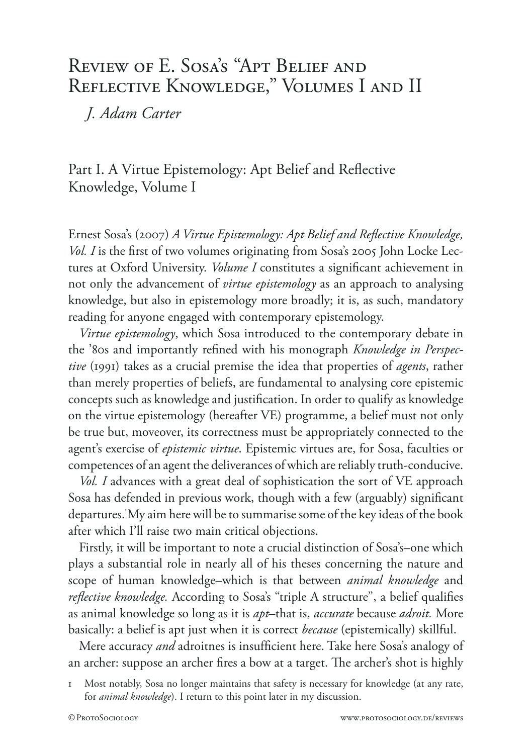# Review of E. Sosa's "Apt Belief and Reflective Knowledge," Volumes I and II

*J. Adam Carter*

## Part I. A Virtue Epistemology: Apt Belief and Reflective Knowledge, Volume I

Ernest Sosa's (2007) *A Virtue Epistemology: Apt Belief and Reflective Knowledge, Vol. I* is the first of two volumes originating from Sosa's 2005 John Locke Lectures at Oxford University. *Volume I* constitutes a significant achievement in not only the advancement of *virtue epistemology* as an approach to analysing knowledge, but also in epistemology more broadly; it is, as such, mandatory reading for anyone engaged with contemporary epistemology.

*Virtue epistemology*, which Sosa introduced to the contemporary debate in the '80s and importantly refined with his monograph *Knowledge in Perspective* (1991) takes as a crucial premise the idea that properties of *agents*, rather than merely properties of beliefs, are fundamental to analysing core epistemic concepts such as knowledge and justification. In order to qualify as knowledge on the virtue epistemology (hereafter VE) programme, a belief must not only be true but, moveover, its correctness must be appropriately connected to the agent's exercise of *epistemic virtue*. Epistemic virtues are, for Sosa, faculties or competences of an agent the deliverances of which are reliably truth-conducive.

*Vol. I* advances with a great deal of sophistication the sort of VE approach Sosa has defended in previous work, though with a few (arguably) significant departures.[1] My aim here will be to summarise some of the key ideas of the book after which I'll raise two main critical objections.

Firstly, it will be important to note a crucial distinction of Sosa's–one which plays a substantial role in nearly all of his theses concerning the nature and scope of human knowledge–which is that between *animal knowledge* and *reflective knowledge.* According to Sosa's "triple A structure", a belief qualifies as animal knowledge so long as it is *apt*–that is, *accurate* because *adroit.* More basically: a belief is apt just when it is correct *because* (epistemically) skillful.

Mere accuracy *and* adroitnes is insufficient here. Take here Sosa's analogy of an archer: suppose an archer fires a bow at a target. The archer's shot is highly

[1] Most notably, Sosa no longer maintains that safety is necessary for knowledge (at any rate, for *animal knowledge*). I return to this point later in my discussion.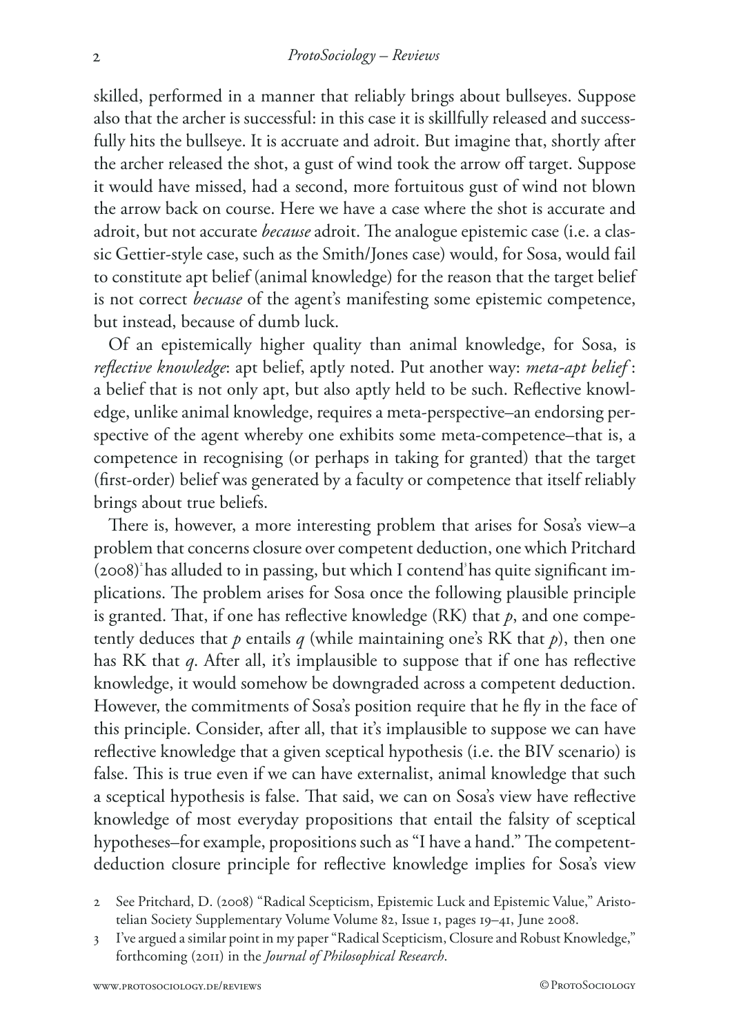skilled, performed in a manner that reliably brings about bullseyes. Suppose also that the archer is successful: in this case it is skillfully released and successfully hits the bullseye. It is accruate and adroit. But imagine that, shortly after the archer released the shot, a gust of wind took the arrow off target. Suppose it would have missed, had a second, more fortuitous gust of wind not blown the arrow back on course. Here we have a case where the shot is accurate and adroit, but not accurate *because* adroit. The analogue epistemic case (i.e. a classic Gettier-style case, such as the Smith/Jones case) would, for Sosa, would fail to constitute apt belief (animal knowledge) for the reason that the target belief is not correct *becuase* of the agent's manifesting some epistemic competence, but instead, because of dumb luck.

Of an epistemically higher quality than animal knowledge, for Sosa, is *reflective knowledge*: apt belief, aptly noted. Put another way: *meta-apt belief*: a belief that is not only apt, but also aptly held to be such. Reflective knowledge, unlike animal knowledge, requires a meta-perspective–an endorsing perspective of the agent whereby one exhibits some meta-competence–that is, a competence in recognising (or perhaps in taking for granted) that the target (first-order) belief was generated by a faculty or competence that itself reliably brings about true beliefs.

There is, however, a more interesting problem that arises for Sosa's view–a problem that concerns closure over competent deduction, one which Pritchard (2008)[2] has alluded to in passing, but which I contend[3] has quite significant implications. The problem arises for Sosa once the following plausible principle is granted. That, if one has reflective knowledge (RK) that $p$, and one competently deduces that $p$ entails $q$ (while maintaining one's RK that $p$), then one has RK that $q$. After all, it's implausible to suppose that if one has reflective knowledge, it would somehow be downgraded across a competent deduction. However, the commitments of Sosa's position require that he fly in the face of this principle. Consider, after all, that it's implausible to suppose we can have reflective knowledge that a given sceptical hypothesis (i.e. the BIV scenario) is false. This is true even if we can have externalist, animal knowledge that such a sceptical hypothesis is false. That said, we can on Sosa's view have reflective knowledge of most everyday propositions that entail the falsity of sceptical hypotheses–for example, propositions such as "I have a hand." The competent-deduction closure principle for reflective knowledge implies for Sosa's view

2 See Pritchard, D. (2008) "Radical Scepticism, Epistemic Luck and Epistemic Value," Aristotelian Society Supplementary Volume Volume 82, Issue 1, pages 19–41, June 2008.

3 I've argued a similar point in my paper "Radical Scepticism, Closure and Robust Knowledge," forthcoming (2011) in the *Journal of Philosophical Research*.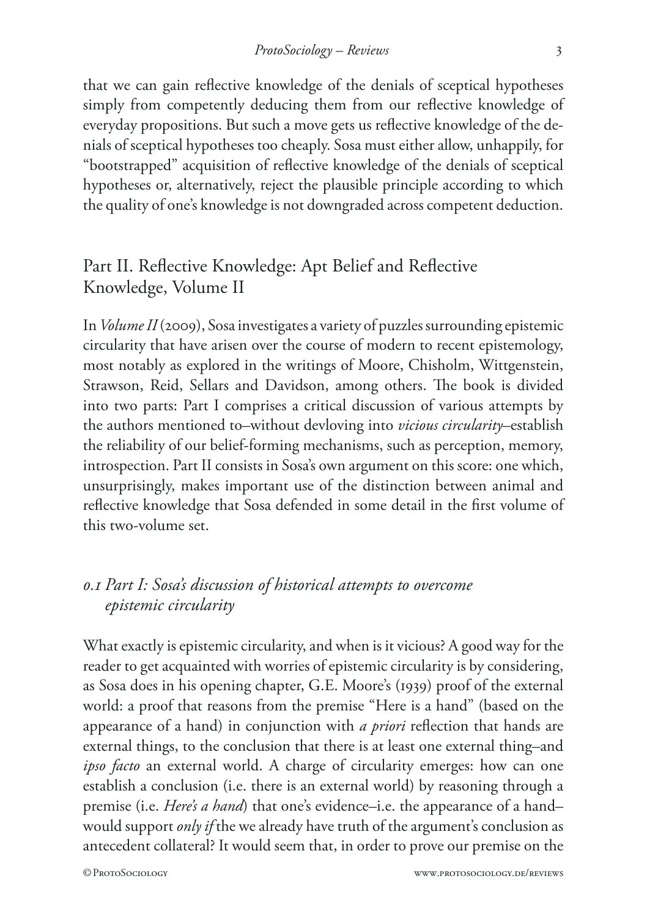that we can gain reflective knowledge of the denials of sceptical hypotheses simply from competently deducing them from our reflective knowledge of everyday propositions. But such a move gets us reflective knowledge of the denials of sceptical hypotheses too cheaply. Sosa must either allow, unhappily, for "bootstrapped" acquisition of reflective knowledge of the denials of sceptical hypotheses or, alternatively, reject the plausible principle according to which the quality of one's knowledge is not downgraded across competent deduction.

## Part II. Reflective Knowledge: Apt Belief and Reflective Knowledge, Volume II

In *Volume II* (2009), Sosa investigates a variety of puzzles surrounding epistemic circularity that have arisen over the course of modern to recent epistemology, most notably as explored in the writings of Moore, Chisholm, Wittgenstein, Strawson, Reid, Sellars and Davidson, among others. The book is divided into two parts: Part I comprises a critical discussion of various attempts by the authors mentioned to–without devloving into *vicious circularity*–establish the reliability of our belief-forming mechanisms, such as perception, memory, introspection. Part II consists in Sosa's own argument on this score: one which, unsurprisingly, makes important use of the distinction between animal and reflective knowledge that Sosa defended in some detail in the first volume of this two-volume set.

### *0.1 Part I: Sosa's discussion of historical attempts to overcome epistemic circularity*

What exactly is epistemic circularity, and when is it vicious? A good way for the reader to get acquainted with worries of epistemic circularity is by considering, as Sosa does in his opening chapter, G.E. Moore's (1939) proof of the external world: a proof that reasons from the premise "Here is a hand" (based on the appearance of a hand) in conjunction with *a priori* reflection that hands are external things, to the conclusion that there is at least one external thing–and *ipso facto* an external world. A charge of circularity emerges: how can one establish a conclusion (i.e. there is an external world) by reasoning through a premise (i.e. *Here's a hand*) that one's evidence–i.e. the appearance of a hand–would support *only if* the we already have truth of the argument's conclusion as antecedent collateral? It would seem that, in order to prove our premise on the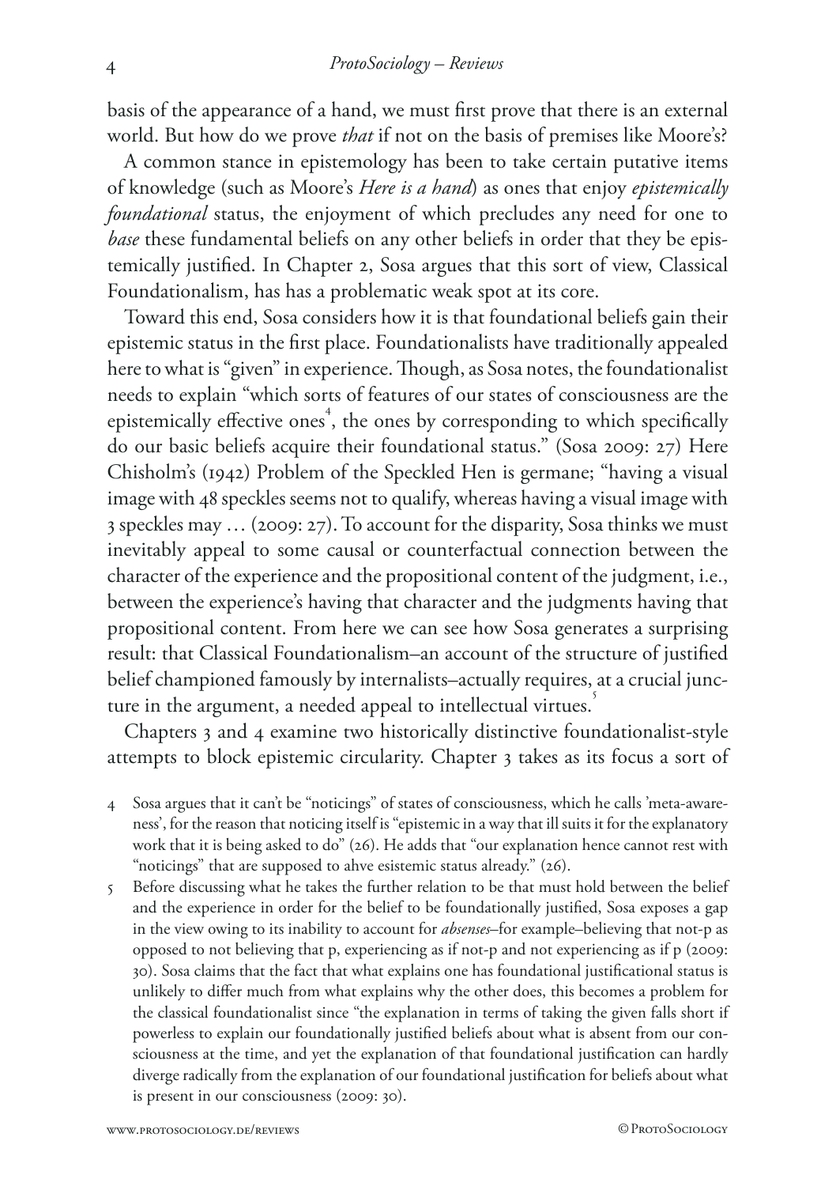basis of the appearance of a hand, we must first prove that there is an external world. But how do we prove *that* if not on the basis of premises like Moore's?

A common stance in epistemology has been to take certain putative items of knowledge (such as Moore's *Here is a hand*) as ones that enjoy *epistemically foundational* status, the enjoyment of which precludes any need for one to *base* these fundamental beliefs on any other beliefs in order that they be epistemically justified. In Chapter 2, Sosa argues that this sort of view, Classical Foundationalism, has has a problematic weak spot at its core.

Toward this end, Sosa considers how it is that foundational beliefs gain their epistemic status in the first place. Foundationalists have traditionally appealed here to what is "given" in experience. Though, as Sosa notes, the foundationalist needs to explain "which sorts of features of our states of consciousness are the epistemically effective ones[4], the ones by corresponding to which specifically do our basic beliefs acquire their foundational status." (Sosa 2009: 27) Here Chisholm's (1942) Problem of the Speckled Hen is germane; "having a visual image with 48 speckles seems not to qualify, whereas having a visual image with 3 speckles may … (2009: 27). To account for the disparity, Sosa thinks we must inevitably appeal to some causal or counterfactual connection between the character of the experience and the propositional content of the judgment, i.e., between the experience's having that character and the judgments having that propositional content. From here we can see how Sosa generates a surprising result: that Classical Foundationalism–an account of the structure of justified belief championed famously by internalists–actually requires, at a crucial juncture in the argument, a needed appeal to intellectual virtues.[5]

Chapters 3 and 4 examine two historically distinctive foundationalist-style attempts to block epistemic circularity. Chapter 3 takes as its focus a sort of

4 Sosa argues that it can't be "noticings" of states of consciousness, which he calls 'meta-awareness', for the reason that noticing itself is "epistemic in a way that ill suits it for the explanatory work that it is being asked to do" (26). He adds that "our explanation hence cannot rest with "noticings" that are supposed to ahve esistemic status already." (26).

5 Before discussing what he takes the further relation to be that must hold between the belief and the experience in order for the belief to be foundationally justified, Sosa exposes a gap in the view owing to its inability to account for *absenses*–for example–believing that not-p as opposed to not believing that p, experiencing as if not-p and not experiencing as if p (2009: 30). Sosa claims that the fact that what explains one has foundational justificational status is unlikely to differ much from what explains why the other does, this becomes a problem for the classical foundationalist since "the explanation in terms of taking the given falls short if powerless to explain our foundationally justified beliefs about what is absent from our consciousness at the time, and yet the explanation of that foundational justification can hardly diverge radically from the explanation of our foundational justification for beliefs about what is present in our consciousness (2009: 30).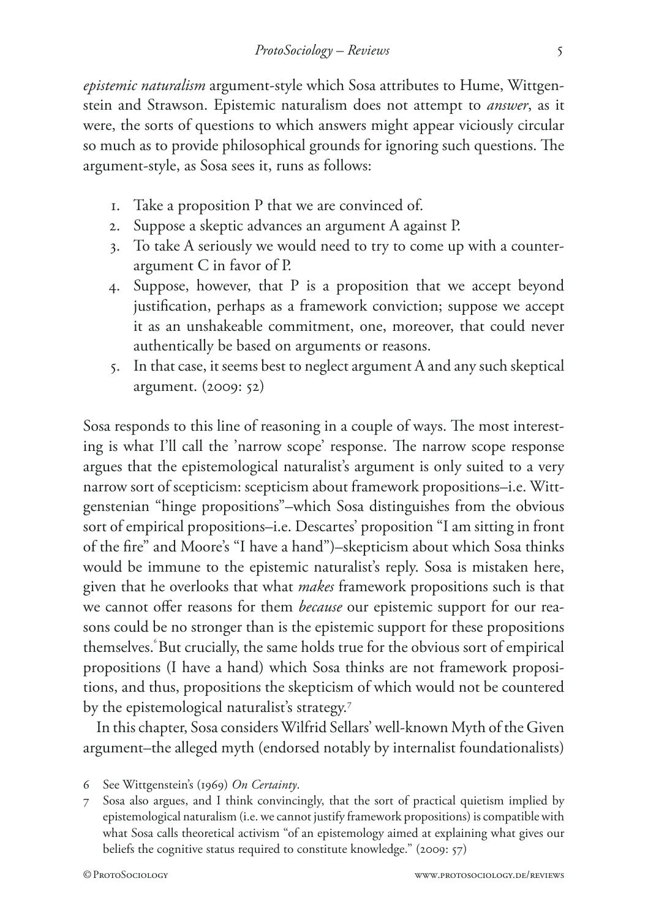*epistemic naturalism* argument-style which Sosa attributes to Hume, Wittgenstein and Strawson. Epistemic naturalism does not attempt to *answer*, as it were, the sorts of questions to which answers might appear viciously circular so much as to provide philosophical grounds for ignoring such questions. The argument-style, as Sosa sees it, runs as follows:

1. Take a proposition P that we are convinced of.
2. Suppose a skeptic advances an argument A against P.
3. To take A seriously we would need to try to come up with a counter-argument C in favor of P.
4. Suppose, however, that P is a proposition that we accept beyond justification, perhaps as a framework conviction; suppose we accept it as an unshakeable commitment, one, moreover, that could never authentically be based on arguments or reasons.
5. In that case, it seems best to neglect argument A and any such skeptical argument. (2009: 52)

Sosa responds to this line of reasoning in a couple of ways. The most interesting is what I'll call the 'narrow scope' response. The narrow scope response argues that the epistemological naturalist's argument is only suited to a very narrow sort of scepticism: scepticism about framework propositions–i.e. Wittgenstenian "hinge propositions"–which Sosa distinguishes from the obvious sort of empirical propositions–i.e. Descartes' proposition "I am sitting in front of the fire" and Moore's "I have a hand")–skepticism about which Sosa thinks would be immune to the epistemic naturalist's reply. Sosa is mistaken here, given that he overlooks that what *makes* framework propositions such is that we cannot offer reasons for them *because* our epistemic support for our reasons could be no stronger than is the epistemic support for these propositions themselves.[6] But crucially, the same holds true for the obvious sort of empirical propositions (I have a hand) which Sosa thinks are not framework propositions, and thus, propositions the skepticism of which would not be countered by the epistemological naturalist's strategy.[7]

In this chapter, Sosa considers Wilfrid Sellars' well-known Myth of the Given argument–the alleged myth (endorsed notably by internalist foundationalists)

6 See Wittgenstein's (1969) *On Certainty*.

7 Sosa also argues, and I think convincingly, that the sort of practical quietism implied by epistemological naturalism (i.e. we cannot justify framework propositions) is compatible with what Sosa calls theoretical activism "of an epistemology aimed at explaining what gives our beliefs the cognitive status required to constitute knowledge." (2009: 57)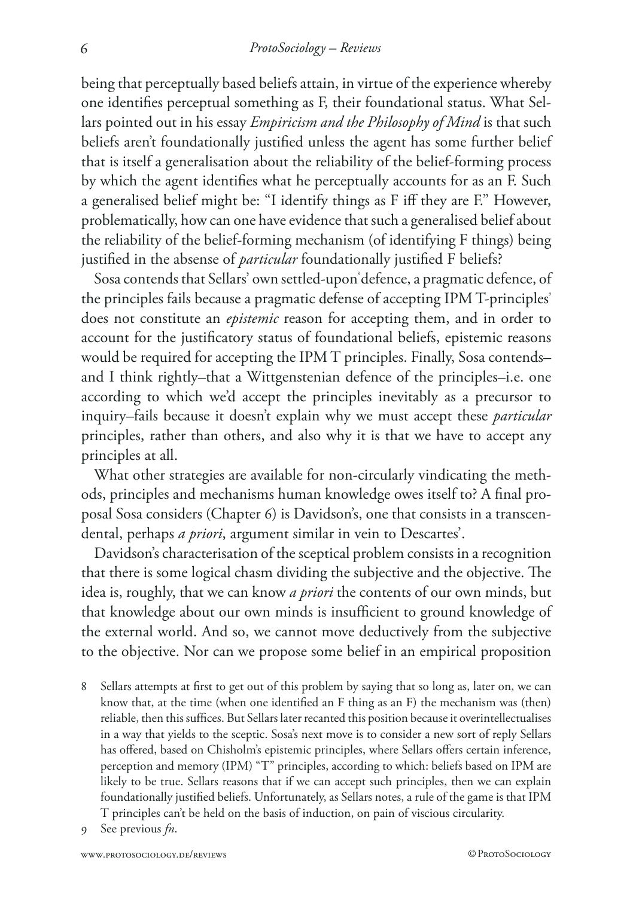being that perceptually based beliefs attain, in virtue of the experience whereby one identifies perceptual something as F, their foundational status. What Sellars pointed out in his essay *Empiricism and the Philosophy of Mind* is that such beliefs aren't foundationally justified unless the agent has some further belief that is itself a generalisation about the reliability of the belief-forming process by which the agent identifies what he perceptually accounts for as an F. Such a generalised belief might be: "I identify things as F iff they are F." However, problematically, how can one have evidence that such a generalised belief about the reliability of the belief-forming mechanism (of identifying F things) being justified in the absense of *particular* foundationally justified F beliefs?

Sosa contends that Sellars' own settled-upon[8] defence, a pragmatic defence, of the principles fails because a pragmatic defense of accepting IPM T-principles[9] does not constitute an *epistemic* reason for accepting them, and in order to account for the justificatory status of foundational beliefs, epistemic reasons would be required for accepting the IPM T principles. Finally, Sosa contends–and I think rightly–that a Wittgenstenian defence of the principles–i.e. one according to which we'd accept the principles inevitably as a precursor to inquiry–fails because it doesn't explain why we must accept these *particular* principles, rather than others, and also why it is that we have to accept any principles at all.

What other strategies are available for non-circularly vindicating the methods, principles and mechanisms human knowledge owes itself to? A final proposal Sosa considers (Chapter 6) is Davidson's, one that consists in a transcendental, perhaps *a priori*, argument similar in vein to Descartes'.

Davidson's characterisation of the sceptical problem consists in a recognition that there is some logical chasm dividing the subjective and the objective. The idea is, roughly, that we can know *a priori* the contents of our own minds, but that knowledge about our own minds is insufficient to ground knowledge of the external world. And so, we cannot move deductively from the subjective to the objective. Nor can we propose some belief in an empirical proposition

8 Sellars attempts at first to get out of this problem by saying that so long as, later on, we can know that, at the time (when one identified an F thing as an F) the mechanism was (then) reliable, then this suffices. But Sellars later recanted this position because it overintellectualises in a way that yields to the sceptic. Sosa's next move is to consider a new sort of reply Sellars has offered, based on Chisholm's epistemic principles, where Sellars offers certain inference, perception and memory (IPM) "T" principles, according to which: beliefs based on IPM are likely to be true. Sellars reasons that if we can accept such principles, then we can explain foundationally justified beliefs. Unfortunately, as Sellars notes, a rule of the game is that IPM T principles can't be held on the basis of induction, on pain of viscious circularity.

9 See previous *fn*.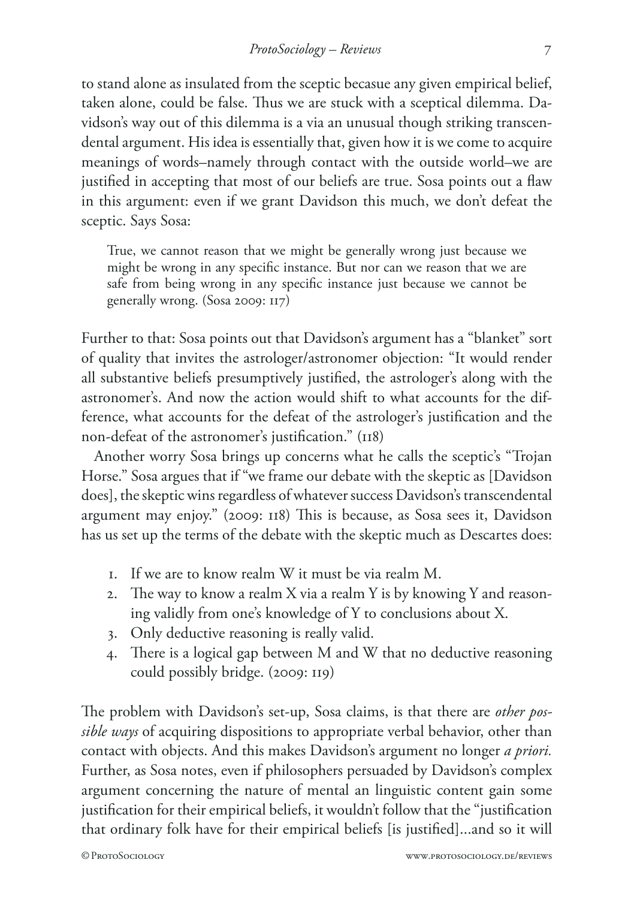to stand alone as insulated from the sceptic becasue any given empirical belief, taken alone, could be false. Thus we are stuck with a sceptical dilemma. Davidson's way out of this dilemma is a via an unusual though striking transcendental argument. His idea is essentially that, given how it is we come to acquire meanings of words–namely through contact with the outside world–we are justified in accepting that most of our beliefs are true. Sosa points out a flaw in this argument: even if we grant Davidson this much, we don't defeat the sceptic. Says Sosa:

> True, we cannot reason that we might be generally wrong just because we might be wrong in any specific instance. But nor can we reason that we are safe from being wrong in any specific instance just because we cannot be generally wrong. (Sosa 2009: 117)

Further to that: Sosa points out that Davidson's argument has a "blanket" sort of quality that invites the astrologer/astronomer objection: "It would render all substantive beliefs presumptively justified, the astrologer's along with the astronomer's. And now the action would shift to what accounts for the difference, what accounts for the defeat of the astrologer's justification and the non-defeat of the astronomer's justification." (118)

Another worry Sosa brings up concerns what he calls the sceptic's "Trojan Horse." Sosa argues that if "we frame our debate with the skeptic as [Davidson does], the skeptic wins regardless of whatever success Davidson's transcendental argument may enjoy." (2009: 118) This is because, as Sosa sees it, Davidson has us set up the terms of the debate with the skeptic much as Descartes does:

1. If we are to know realm W it must be via realm M.
2. The way to know a realm X via a realm Y is by knowing Y and reasoning validly from one's knowledge of Y to conclusions about X.
3. Only deductive reasoning is really valid.
4. There is a logical gap between M and W that no deductive reasoning could possibly bridge. (2009: 119)

The problem with Davidson's set-up, Sosa claims, is that there are *other possible ways* of acquiring dispositions to appropriate verbal behavior, other than contact with objects. And this makes Davidson's argument no longer *a priori.* Further, as Sosa notes, even if philosophers persuaded by Davidson's complex argument concerning the nature of mental an linguistic content gain some justification for their empirical beliefs, it wouldn't follow that the "justification that ordinary folk have for their empirical beliefs [is justified]...and so it will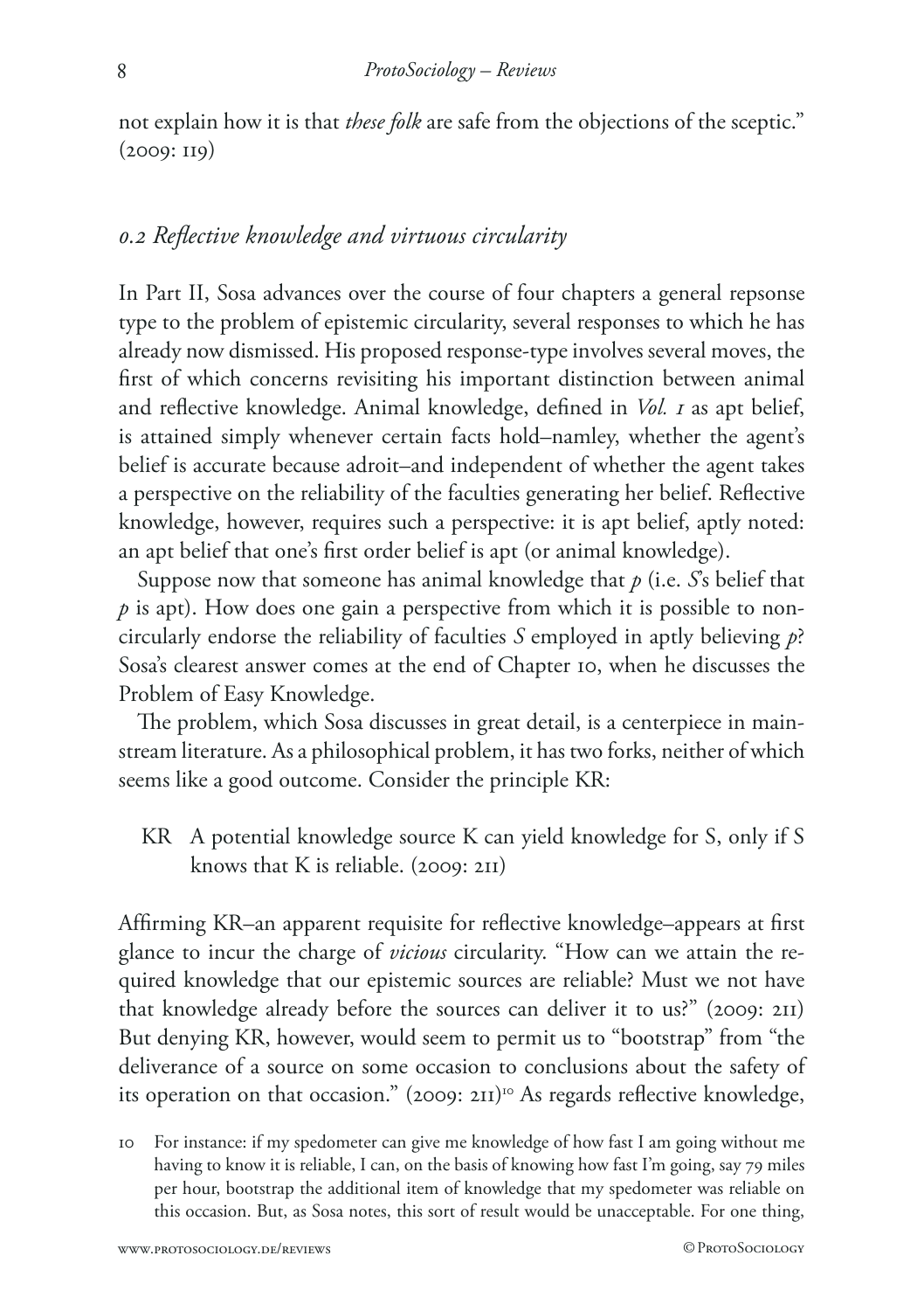not explain how it is that *these folk* are safe from the objections of the sceptic." (2009: 119)

## *0.2 Reflective knowledge and virtuous circularity*

In Part II, Sosa advances over the course of four chapters a general repsonse type to the problem of epistemic circularity, several responses to which he has already now dismissed. His proposed response-type involves several moves, the first of which concerns revisiting his important distinction between animal and reflective knowledge. Animal knowledge, defined in *Vol. 1* as apt belief, is attained simply whenever certain facts hold–namley, whether the agent's belief is accurate because adroit–and independent of whether the agent takes a perspective on the reliability of the faculties generating her belief. Reflective knowledge, however, requires such a perspective: it is apt belief, aptly noted: an apt belief that one's first order belief is apt (or animal knowledge).

Suppose now that someone has animal knowledge that *p* (i.e. *S*'s belief that *p* is apt). How does one gain a perspective from which it is possible to non-circularly endorse the reliability of faculties *S* employed in aptly believing *p*? Sosa's clearest answer comes at the end of Chapter 10, when he discusses the Problem of Easy Knowledge.

The problem, which Sosa discusses in great detail, is a centerpiece in mainstream literature. As a philosophical problem, it has two forks, neither of which seems like a good outcome. Consider the principle KR:

> KR A potential knowledge source K can yield knowledge for S, only if S knows that K is reliable. (2009: 211)

Affirming KR–an apparent requisite for reflective knowledge–appears at first glance to incur the charge of *vicious* circularity. "How can we attain the required knowledge that our epistemic sources are reliable? Must we not have that knowledge already before the sources can deliver it to us?" (2009: 211) But denying KR, however, would seem to permit us to "bootstrap" from "the deliverance of a source on some occasion to conclusions about the safety of its operation on that occasion." (2009: 211)[10] As regards reflective knowledge,

10 For instance: if my spedometer can give me knowledge of how fast I am going without me having to know it is reliable, I can, on the basis of knowing how fast I'm going, say 79 miles per hour, bootstrap the additional item of knowledge that my spedometer was reliable on this occasion. But, as Sosa notes, this sort of result would be unacceptable. For one thing,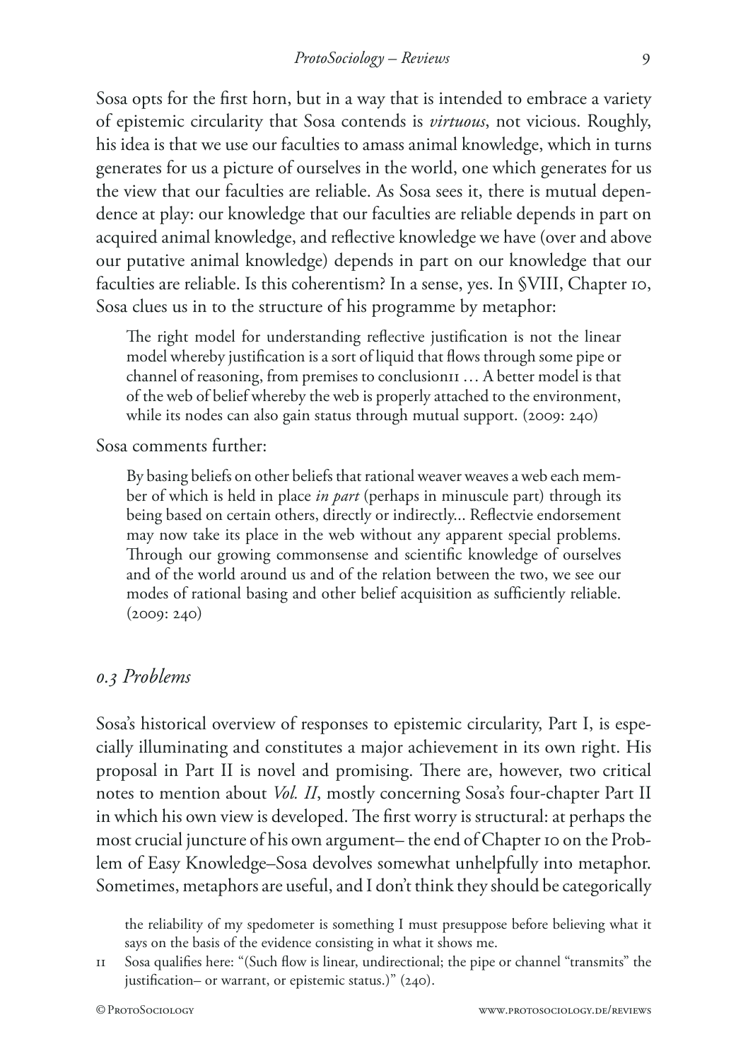Sosa opts for the first horn, but in a way that is intended to embrace a variety of epistemic circularity that Sosa contends is *virtuous*, not vicious. Roughly, his idea is that we use our faculties to amass animal knowledge, which in turns generates for us a picture of ourselves in the world, one which generates for us the view that our faculties are reliable. As Sosa sees it, there is mutual dependence at play: our knowledge that our faculties are reliable depends in part on acquired animal knowledge, and reflective knowledge we have (over and above our putative animal knowledge) depends in part on our knowledge that our faculties are reliable. Is this coherentism? In a sense, yes. In §VIII, Chapter 10, Sosa clues us in to the structure of his programme by metaphor:

> The right model for understanding reflective justification is not the linear model whereby justification is a sort of liquid that flows through some pipe or channel of reasoning, from premises to conclusion[11] … A better model is that of the web of belief whereby the web is properly attached to the environment, while its nodes can also gain status through mutual support. (2009: 240)

Sosa comments further:

> By basing beliefs on other beliefs that rational weaver weaves a web each member of which is held in place *in part* (perhaps in minuscule part) through its being based on certain others, directly or indirectly... Reflectvie endorsement may now take its place in the web without any apparent special problems. Through our growing commonsense and scientific knowledge of ourselves and of the world around us and of the relation between the two, we see our modes of rational basing and other belief acquisition as sufficiently reliable. (2009: 240)

## *0.3 Problems*

Sosa's historical overview of responses to epistemic circularity, Part I, is especially illuminating and constitutes a major achievement in its own right. His proposal in Part II is novel and promising. There are, however, two critical notes to mention about *Vol. II*, mostly concerning Sosa's four-chapter Part II in which his own view is developed. The first worry is structural: at perhaps the most crucial juncture of his own argument– the end of Chapter 10 on the Problem of Easy Knowledge–Sosa devolves somewhat unhelpfully into metaphor. Sometimes, metaphors are useful, and I don't think they should be categorically

the reliability of my spedometer is something I must presuppose before believing what it says on the basis of the evidence consisting in what it shows me.

11 Sosa qualifies here: "(Such flow is linear, undirectional; the pipe or channel "transmits" the justification– or warrant, or epistemic status.)" (240).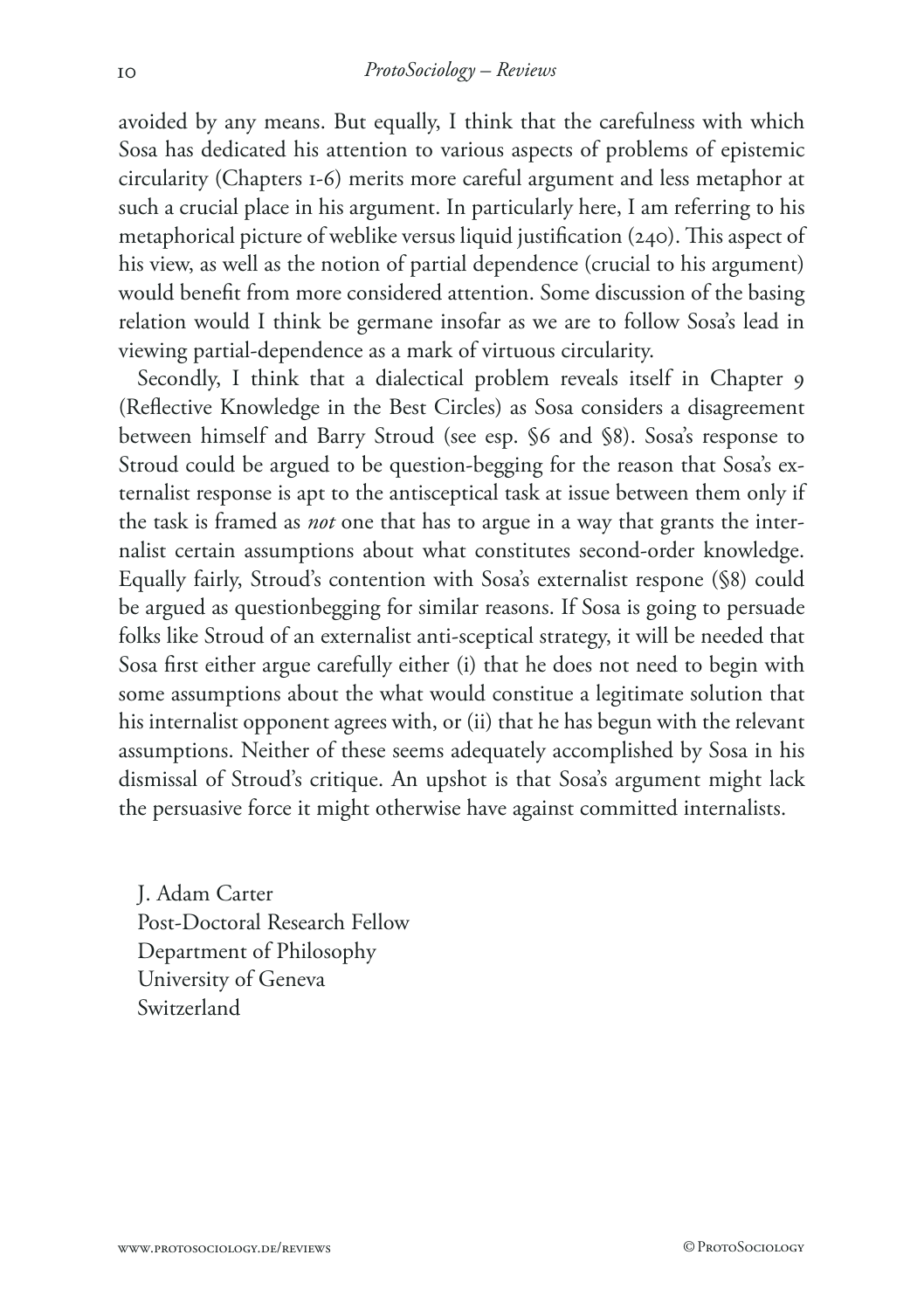avoided by any means. But equally, I think that the carefulness with which Sosa has dedicated his attention to various aspects of problems of epistemic circularity (Chapters 1-6) merits more careful argument and less metaphor at such a crucial place in his argument. In particularly here, I am referring to his metaphorical picture of weblike versus liquid justification (240). This aspect of his view, as well as the notion of partial dependence (crucial to his argument) would benefit from more considered attention. Some discussion of the basing relation would I think be germane insofar as we are to follow Sosa's lead in viewing partial-dependence as a mark of virtuous circularity.

Secondly, I think that a dialectical problem reveals itself in Chapter 9 (Reflective Knowledge in the Best Circles) as Sosa considers a disagreement between himself and Barry Stroud (see esp. §6 and §8). Sosa's response to Stroud could be argued to be question-begging for the reason that Sosa's externalist response is apt to the antisceptical task at issue between them only if the task is framed as *not* one that has to argue in a way that grants the internalist certain assumptions about what constitutes second-order knowledge. Equally fairly, Stroud's contention with Sosa's externalist respone (§8) could be argued as questionbegging for similar reasons. If Sosa is going to persuade folks like Stroud of an externalist anti-sceptical strategy, it will be needed that Sosa first either argue carefully either (i) that he does not need to begin with some assumptions about the what would constitue a legitimate solution that his internalist opponent agrees with, or (ii) that he has begun with the relevant assumptions. Neither of these seems adequately accomplished by Sosa in his dismissal of Stroud's critique. An upshot is that Sosa's argument might lack the persuasive force it might otherwise have against committed internalists.

J. Adam Carter
Post-Doctoral Research Fellow
Department of Philosophy
University of Geneva
Switzerland